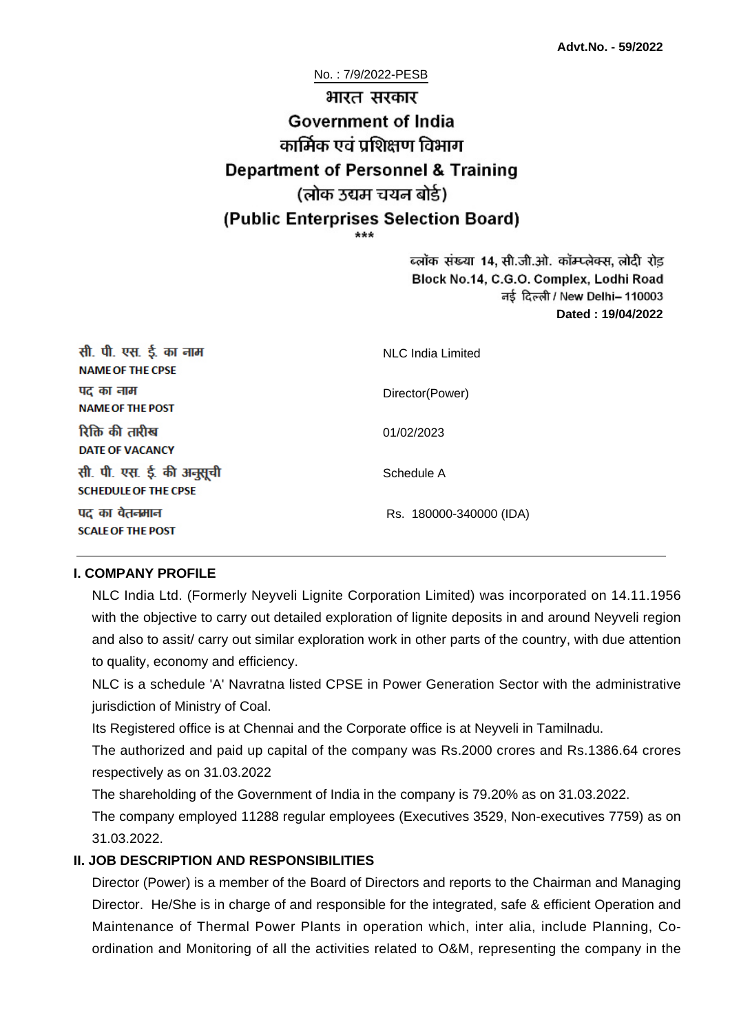**Advt.No. - 59/2022**

No. : 7/9/2022-PESB

# भारत सरकार
# Government of India
## कार्मिक एवं प्रशिक्षण विभाग
## Department of Personnel & Training
## (लोक उद्यम चयन बोर्ड)
## (Public Enterprises Selection Board)

\*\*\*

ब्लॉक संख्या 14, सी.जी.ओ. कॉम्प्लेक्स, लोदी रोड़
Block No.14, C.G.O. Complex, Lodhi Road
नई दिल्ली / New Delhi– 110003
**Dated : 19/04/2022**

| | |
|---|---|
| सी. पी. एस. ई. का नाम<br>**NAME OF THE CPSE** | NLC India Limited |
| पद का नाम<br>**NAME OF THE POST** | Director(Power) |
| रिक्ति की तारीख<br>**DATE OF VACANCY** | 01/02/2023 |
| सी. पी. एस. ई. की अनुसूची<br>**SCHEDULE OF THE CPSE** | Schedule A |
| पद का वेतनमान<br>**SCALE OF THE POST** | Rs. 180000-340000 (IDA) |

### I. COMPANY PROFILE

NLC India Ltd. (Formerly Neyveli Lignite Corporation Limited) was incorporated on 14.11.1956 with the objective to carry out detailed exploration of lignite deposits in and around Neyveli region and also to assit/ carry out similar exploration work in other parts of the country, with due attention to quality, economy and efficiency.

NLC is a schedule 'A' Navratna listed CPSE in Power Generation Sector with the administrative jurisdiction of Ministry of Coal.

Its Registered office is at Chennai and the Corporate office is at Neyveli in Tamilnadu.

The authorized and paid up capital of the company was Rs.2000 crores and Rs.1386.64 crores respectively as on 31.03.2022

The shareholding of the Government of India in the company is 79.20% as on 31.03.2022.

The company employed 11288 regular employees (Executives 3529, Non-executives 7759) as on 31.03.2022.

### II. JOB DESCRIPTION AND RESPONSIBILITIES

Director (Power) is a member of the Board of Directors and reports to the Chairman and Managing Director. He/She is in charge of and responsible for the integrated, safe & efficient Operation and Maintenance of Thermal Power Plants in operation which, inter alia, include Planning, Co-ordination and Monitoring of all the activities related to O&M, representing the company in the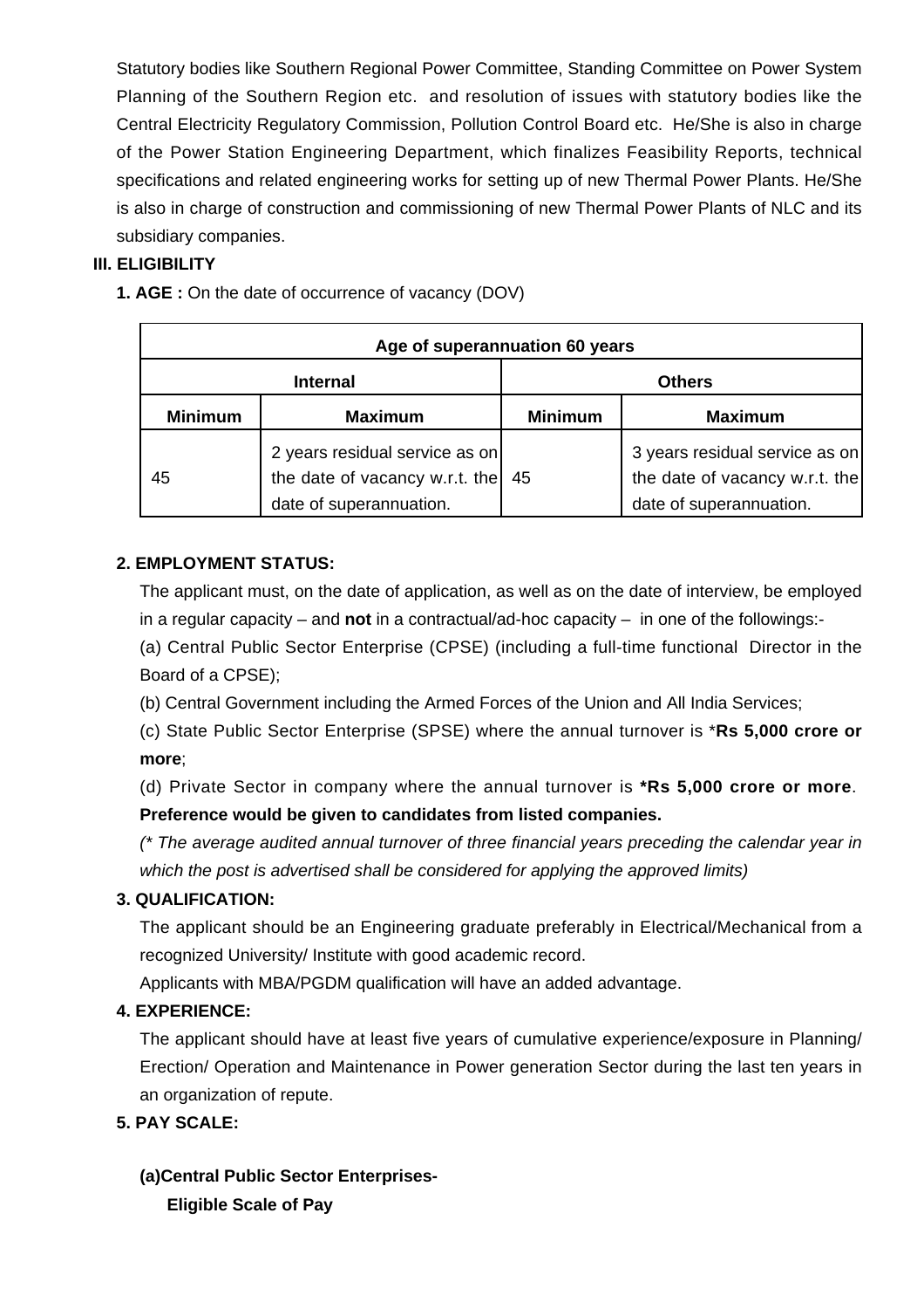Statutory bodies like Southern Regional Power Committee, Standing Committee on Power System Planning of the Southern Region etc. and resolution of issues with statutory bodies like the Central Electricity Regulatory Commission, Pollution Control Board etc. He/She is also in charge of the Power Station Engineering Department, which finalizes Feasibility Reports, technical specifications and related engineering works for setting up of new Thermal Power Plants. He/She is also in charge of construction and commissioning of new Thermal Power Plants of NLC and its subsidiary companies.

**III. ELIGIBILITY**

**1. AGE :** On the date of occurrence of vacancy (DOV)

| Age of superannuation 60 years | | | |
|---|---|---|---|
| **Internal** | | **Others** | |
| **Minimum** | **Maximum** | **Minimum** | **Maximum** |
| 45 | 2 years residual service as on the date of vacancy w.r.t. the date of superannuation. | 45 | 3 years residual service as on the date of vacancy w.r.t. the date of superannuation. |

**2. EMPLOYMENT STATUS:**

The applicant must, on the date of application, as well as on the date of interview, be employed in a regular capacity – and **not** in a contractual/ad-hoc capacity – in one of the followings:-

(a) Central Public Sector Enterprise (CPSE) (including a full-time functional Director in the Board of a CPSE);

(b) Central Government including the Armed Forces of the Union and All India Services;

(c) State Public Sector Enterprise (SPSE) where the annual turnover is ***Rs 5,000 crore or more**;

(d) Private Sector in company where the annual turnover is ***Rs 5,000 crore or more**.

**Preference would be given to candidates from listed companies.**

*(* The average audited annual turnover of three financial years preceding the calendar year in which the post is advertised shall be considered for applying the approved limits)*

**3. QUALIFICATION:**

The applicant should be an Engineering graduate preferably in Electrical/Mechanical from a recognized University/ Institute with good academic record.

Applicants with MBA/PGDM qualification will have an added advantage.

**4. EXPERIENCE:**

The applicant should have at least five years of cumulative experience/exposure in Planning/ Erection/ Operation and Maintenance in Power generation Sector during the last ten years in an organization of repute.

**5. PAY SCALE:**

**(a)Central Public Sector Enterprises-**

**Eligible Scale of Pay**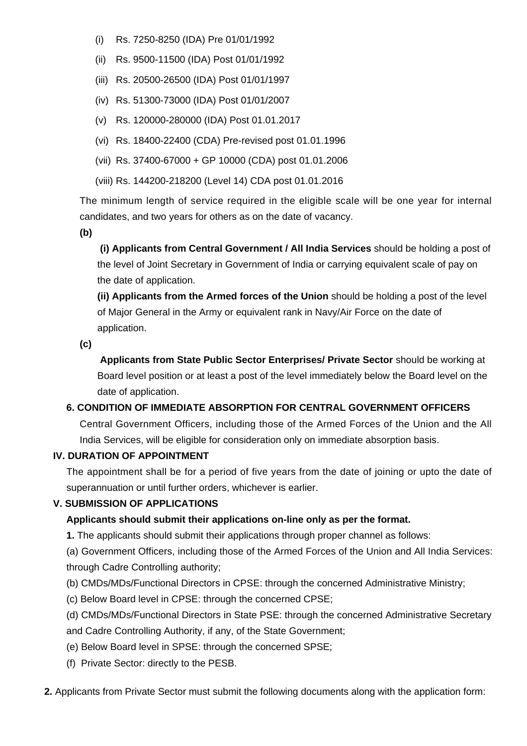(i) Rs. 7250-8250 (IDA) Pre 01/01/1992

(ii) Rs. 9500-11500 (IDA) Post 01/01/1992

(iii) Rs. 20500-26500 (IDA) Post 01/01/1997

(iv) Rs. 51300-73000 (IDA) Post 01/01/2007

(v) Rs. 120000-280000 (IDA) Post 01.01.2017

(vi) Rs. 18400-22400 (CDA) Pre-revised post 01.01.1996

(vii) Rs. 37400-67000 + GP 10000 (CDA) post 01.01.2006

(viii) Rs. 144200-218200 (Level 14) CDA post 01.01.2016

The minimum length of service required in the eligible scale will be one year for internal candidates, and two years for others as on the date of vacancy.

**(b)**

**(i) Applicants from Central Government / All India Services** should be holding a post of the level of Joint Secretary in Government of India or carrying equivalent scale of pay on the date of application.

**(ii) Applicants from the Armed forces of the Union** should be holding a post of the level of Major General in the Army or equivalent rank in Navy/Air Force on the date of application.

**(c)**

**Applicants from State Public Sector Enterprises/ Private Sector** should be working at Board level position or at least a post of the level immediately below the Board level on the date of application.

**6. CONDITION OF IMMEDIATE ABSORPTION FOR CENTRAL GOVERNMENT OFFICERS**

Central Government Officers, including those of the Armed Forces of the Union and the All India Services, will be eligible for consideration only on immediate absorption basis.

## IV. DURATION OF APPOINTMENT

The appointment shall be for a period of five years from the date of joining or upto the date of superannuation or until further orders, whichever is earlier.

## V. SUBMISSION OF APPLICATIONS

**Applicants should submit their applications on-line only as per the format.**

**1.** The applicants should submit their applications through proper channel as follows:

(a) Government Officers, including those of the Armed Forces of the Union and All India Services: through Cadre Controlling authority;

(b) CMDs/MDs/Functional Directors in CPSE: through the concerned Administrative Ministry;

(c) Below Board level in CPSE: through the concerned CPSE;

(d) CMDs/MDs/Functional Directors in State PSE: through the concerned Administrative Secretary and Cadre Controlling Authority, if any, of the State Government;

(e) Below Board level in SPSE: through the concerned SPSE;

(f) Private Sector: directly to the PESB.

**2.** Applicants from Private Sector must submit the following documents along with the application form: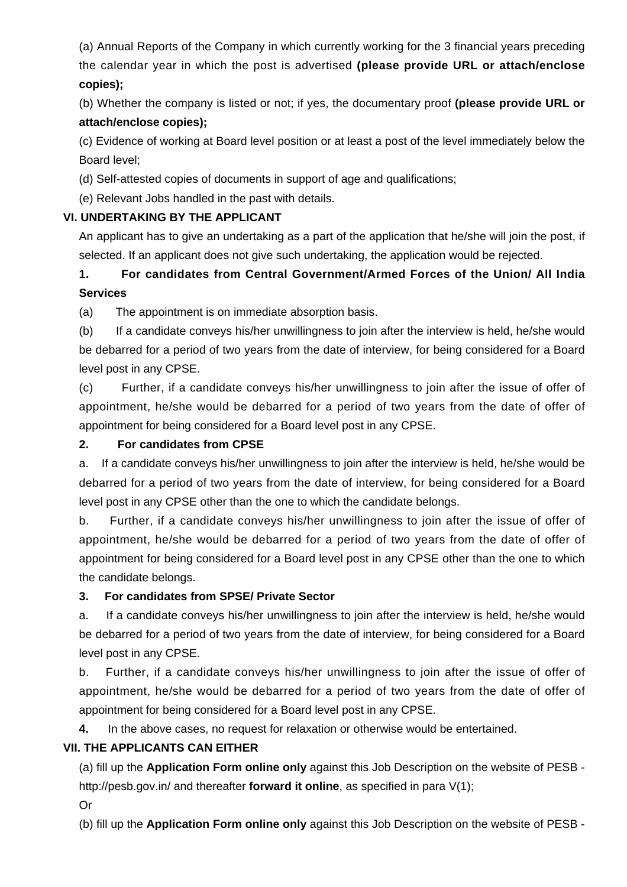(a) Annual Reports of the Company in which currently working for the 3 financial years preceding the calendar year in which the post is advertised **(please provide URL or attach/enclose copies);**

(b) Whether the company is listed or not; if yes, the documentary proof **(please provide URL or attach/enclose copies);**

(c) Evidence of working at Board level position or at least a post of the level immediately below the Board level;

(d) Self-attested copies of documents in support of age and qualifications;

(e) Relevant Jobs handled in the past with details.

## VI. UNDERTAKING BY THE APPLICANT

An applicant has to give an undertaking as a part of the application that he/she will join the post, if selected. If an applicant does not give such undertaking, the application would be rejected.

**1. For candidates from Central Government/Armed Forces of the Union/ All India Services**

(a) The appointment is on immediate absorption basis.

(b) If a candidate conveys his/her unwillingness to join after the interview is held, he/she would be debarred for a period of two years from the date of interview, for being considered for a Board level post in any CPSE.

(c) Further, if a candidate conveys his/her unwillingness to join after the issue of offer of appointment, he/she would be debarred for a period of two years from the date of offer of appointment for being considered for a Board level post in any CPSE.

**2. For candidates from CPSE**

a. If a candidate conveys his/her unwillingness to join after the interview is held, he/she would be debarred for a period of two years from the date of interview, for being considered for a Board level post in any CPSE other than the one to which the candidate belongs.

b. Further, if a candidate conveys his/her unwillingness to join after the issue of offer of appointment, he/she would be debarred for a period of two years from the date of offer of appointment for being considered for a Board level post in any CPSE other than the one to which the candidate belongs.

**3. For candidates from SPSE/ Private Sector**

a. If a candidate conveys his/her unwillingness to join after the interview is held, he/she would be debarred for a period of two years from the date of interview, for being considered for a Board level post in any CPSE.

b. Further, if a candidate conveys his/her unwillingness to join after the issue of offer of appointment, he/she would be debarred for a period of two years from the date of offer of appointment for being considered for a Board level post in any CPSE.

**4.** In the above cases, no request for relaxation or otherwise would be entertained.

## VII. THE APPLICANTS CAN EITHER

(a) fill up the **Application Form online only** against this Job Description on the website of PESB - http://pesb.gov.in/ and thereafter **forward it online**, as specified in para V(1);

Or

(b) fill up the **Application Form online only** against this Job Description on the website of PESB -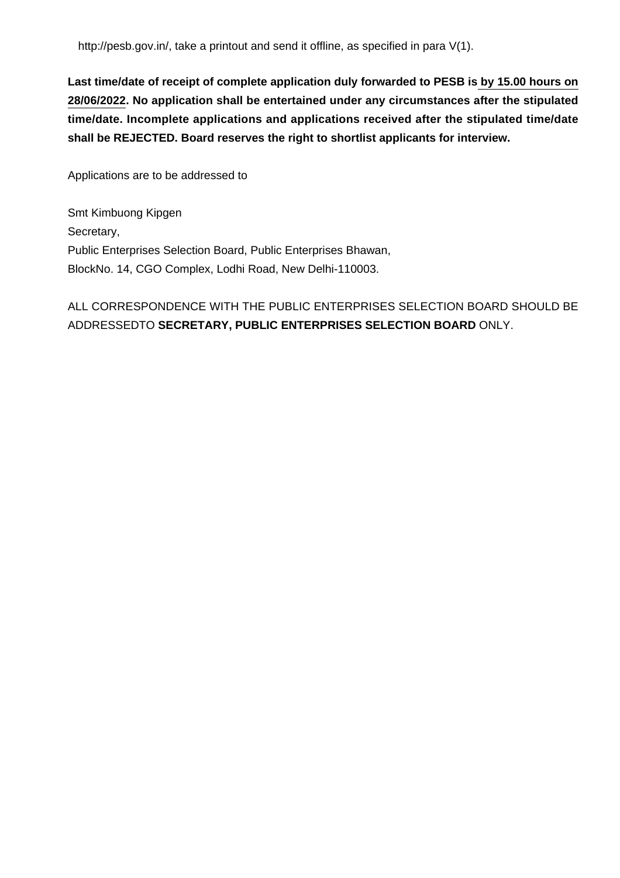http://pesb.gov.in/, take a printout and send it offline, as specified in para V(1).

**Last time/date of receipt of complete application duly forwarded to PESB is by 15.00 hours on 28/06/2022. No application shall be entertained under any circumstances after the stipulated time/date. Incomplete applications and applications received after the stipulated time/date shall be REJECTED. Board reserves the right to shortlist applicants for interview.**

Applications are to be addressed to

Smt Kimbuong Kipgen  
Secretary,  
Public Enterprises Selection Board, Public Enterprises Bhawan,  
BlockNo. 14, CGO Complex, Lodhi Road, New Delhi-110003.

ALL CORRESPONDENCE WITH THE PUBLIC ENTERPRISES SELECTION BOARD SHOULD BE ADDRESSEDTO **SECRETARY, PUBLIC ENTERPRISES SELECTION BOARD** ONLY.